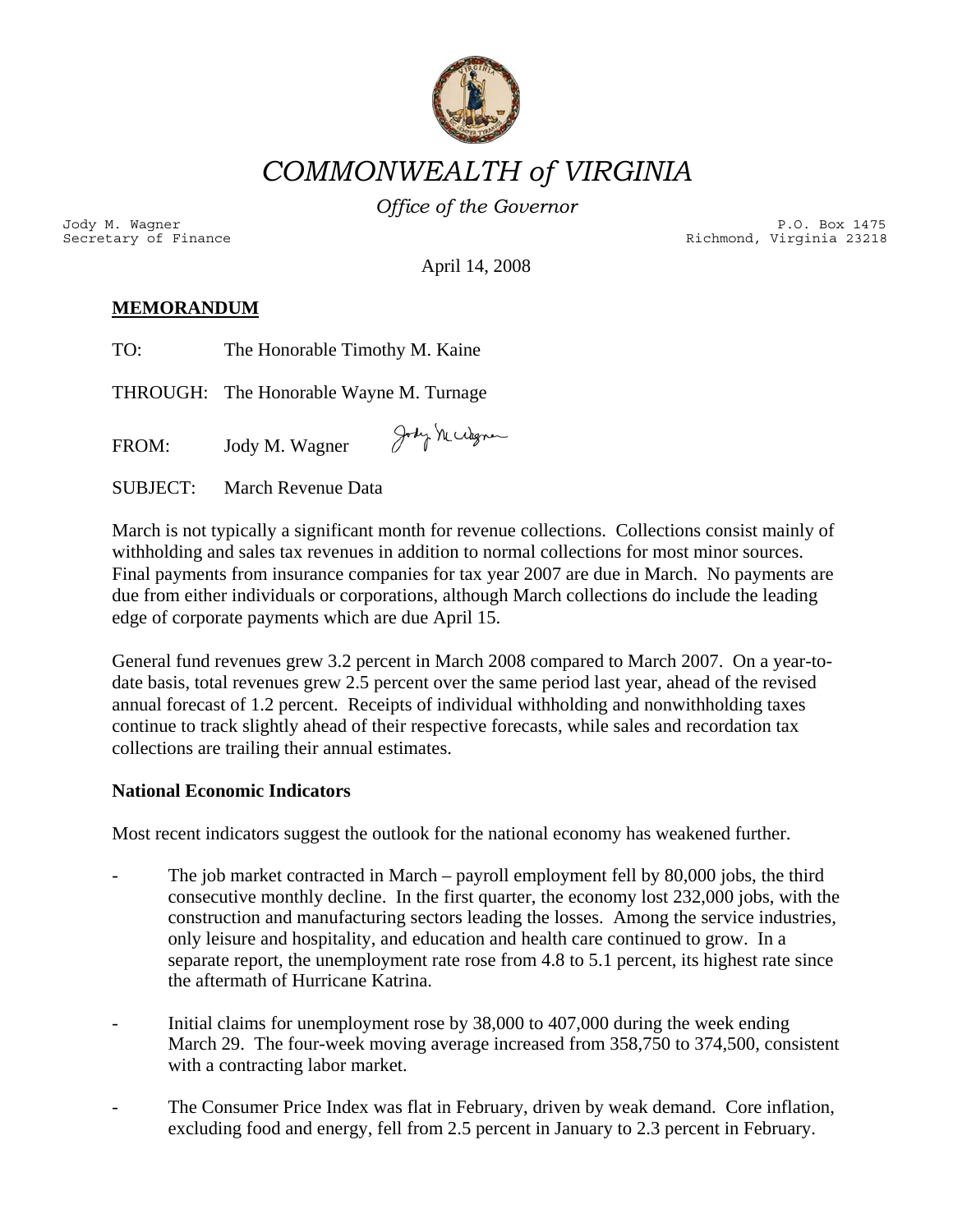# *COMMONWEALTH of VIRGINIA*

*Office of the Governor*

Jody M. Wagner
Secretary of Finance

P.O. Box 1475
Richmond, Virginia 23218

April 14, 2008

**MEMORANDUM**

TO: The Honorable Timothy M. Kaine

THROUGH: The Honorable Wayne M. Turnage

FROM: Jody M. Wagner

SUBJECT: March Revenue Data

March is not typically a significant month for revenue collections. Collections consist mainly of withholding and sales tax revenues in addition to normal collections for most minor sources. Final payments from insurance companies for tax year 2007 are due in March. No payments are due from either individuals or corporations, although March collections do include the leading edge of corporate payments which are due April 15.

General fund revenues grew 3.2 percent in March 2008 compared to March 2007. On a year-to-date basis, total revenues grew 2.5 percent over the same period last year, ahead of the revised annual forecast of 1.2 percent. Receipts of individual withholding and nonwithholding taxes continue to track slightly ahead of their respective forecasts, while sales and recordation tax collections are trailing their annual estimates.

**National Economic Indicators**

Most recent indicators suggest the outlook for the national economy has weakened further.

- The job market contracted in March – payroll employment fell by 80,000 jobs, the third consecutive monthly decline. In the first quarter, the economy lost 232,000 jobs, with the construction and manufacturing sectors leading the losses. Among the service industries, only leisure and hospitality, and education and health care continued to grow. In a separate report, the unemployment rate rose from 4.8 to 5.1 percent, its highest rate since the aftermath of Hurricane Katrina.
- Initial claims for unemployment rose by 38,000 to 407,000 during the week ending March 29. The four-week moving average increased from 358,750 to 374,500, consistent with a contracting labor market.
- The Consumer Price Index was flat in February, driven by weak demand. Core inflation, excluding food and energy, fell from 2.5 percent in January to 2.3 percent in February.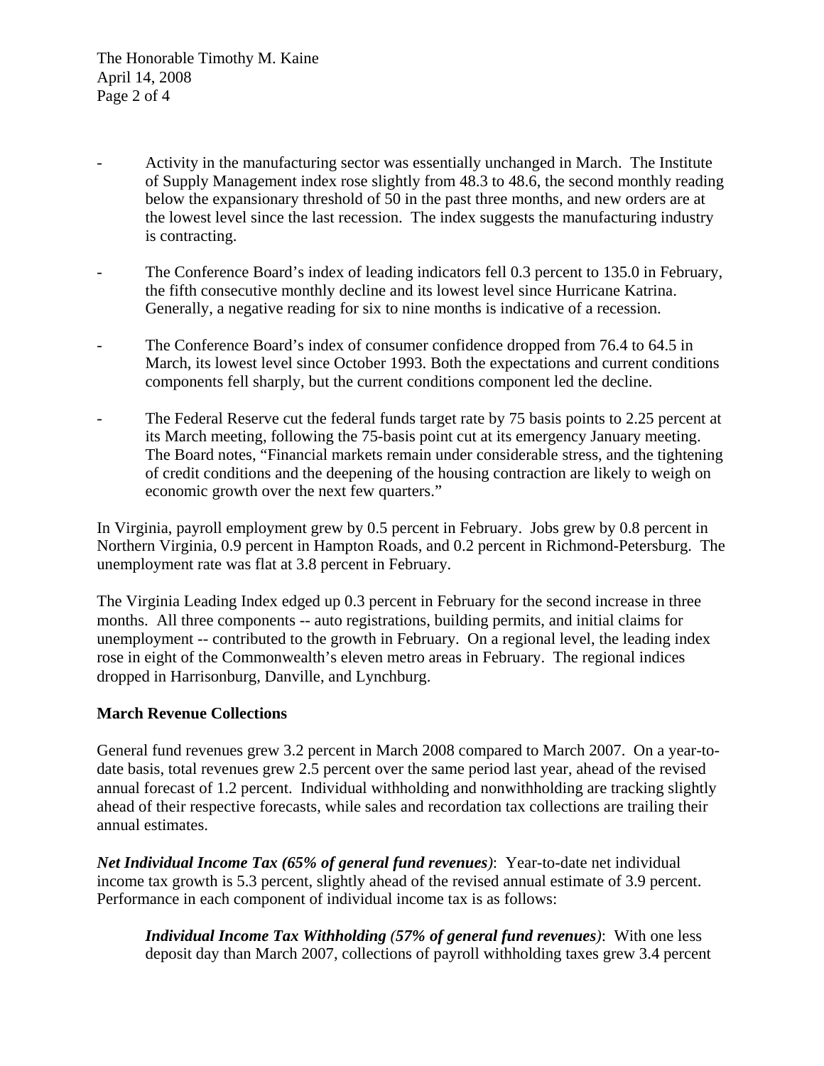- Activity in the manufacturing sector was essentially unchanged in March. The Institute of Supply Management index rose slightly from 48.3 to 48.6, the second monthly reading below the expansionary threshold of 50 in the past three months, and new orders are at the lowest level since the last recession. The index suggests the manufacturing industry is contracting.

- The Conference Board's index of leading indicators fell 0.3 percent to 135.0 in February, the fifth consecutive monthly decline and its lowest level since Hurricane Katrina. Generally, a negative reading for six to nine months is indicative of a recession.

- The Conference Board's index of consumer confidence dropped from 76.4 to 64.5 in March, its lowest level since October 1993. Both the expectations and current conditions components fell sharply, but the current conditions component led the decline.

- The Federal Reserve cut the federal funds target rate by 75 basis points to 2.25 percent at its March meeting, following the 75-basis point cut at its emergency January meeting. The Board notes, "Financial markets remain under considerable stress, and the tightening of credit conditions and the deepening of the housing contraction are likely to weigh on economic growth over the next few quarters."

In Virginia, payroll employment grew by 0.5 percent in February. Jobs grew by 0.8 percent in Northern Virginia, 0.9 percent in Hampton Roads, and 0.2 percent in Richmond-Petersburg. The unemployment rate was flat at 3.8 percent in February.

The Virginia Leading Index edged up 0.3 percent in February for the second increase in three months. All three components -- auto registrations, building permits, and initial claims for unemployment -- contributed to the growth in February. On a regional level, the leading index rose in eight of the Commonwealth's eleven metro areas in February. The regional indices dropped in Harrisonburg, Danville, and Lynchburg.

**March Revenue Collections**

General fund revenues grew 3.2 percent in March 2008 compared to March 2007. On a year-to-date basis, total revenues grew 2.5 percent over the same period last year, ahead of the revised annual forecast of 1.2 percent. Individual withholding and nonwithholding are tracking slightly ahead of their respective forecasts, while sales and recordation tax collections are trailing their annual estimates.

***Net Individual Income Tax (65% of general fund revenues)***: Year-to-date net individual income tax growth is 5.3 percent, slightly ahead of the revised annual estimate of 3.9 percent. Performance in each component of individual income tax is as follows:

> ***Individual Income Tax Withholding (57% of general fund revenues)***: With one less deposit day than March 2007, collections of payroll withholding taxes grew 3.4 percent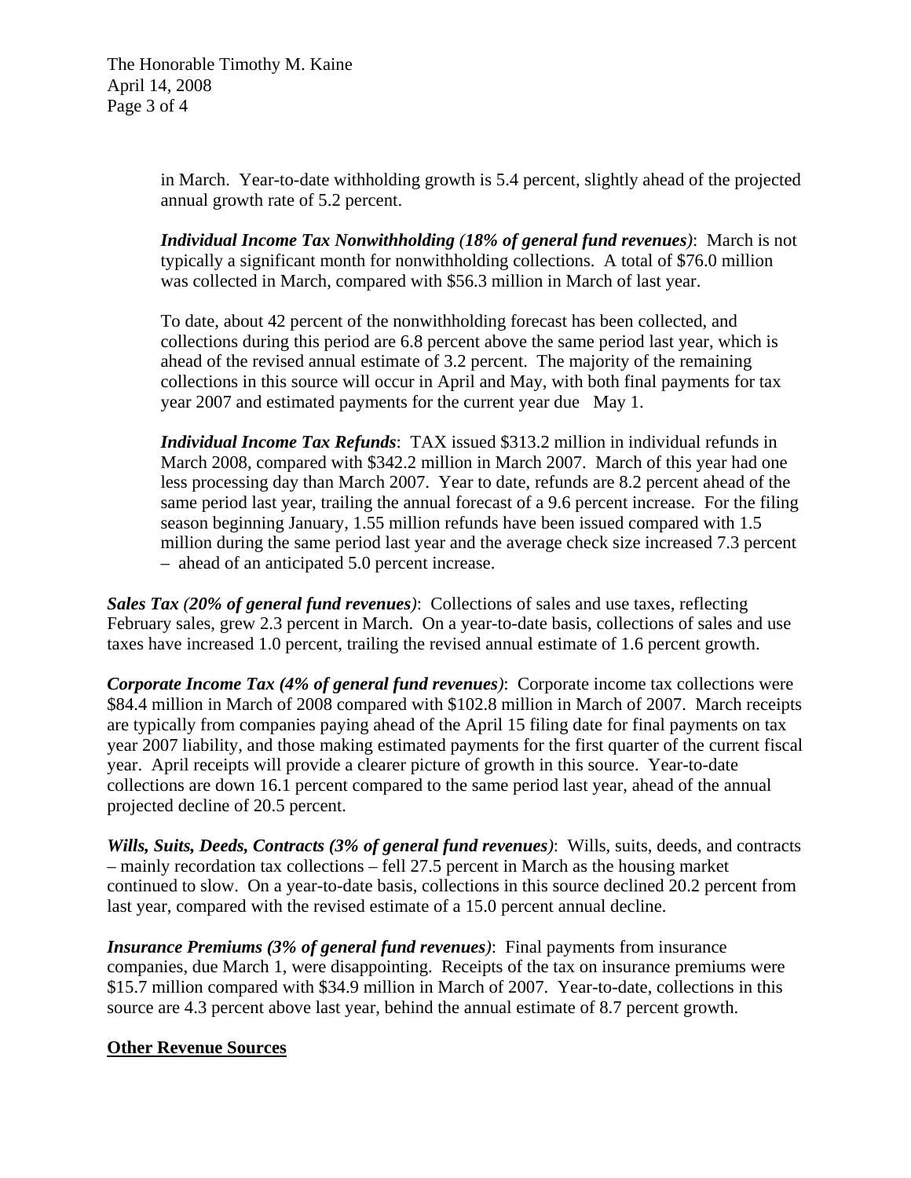in March. Year-to-date withholding growth is 5.4 percent, slightly ahead of the projected annual growth rate of 5.2 percent.

***Individual Income Tax Nonwithholding (18% of general fund revenues)***: March is not typically a significant month for nonwithholding collections. A total of $76.0 million was collected in March, compared with $56.3 million in March of last year.

To date, about 42 percent of the nonwithholding forecast has been collected, and collections during this period are 6.8 percent above the same period last year, which is ahead of the revised annual estimate of 3.2 percent. The majority of the remaining collections in this source will occur in April and May, with both final payments for tax year 2007 and estimated payments for the current year due May 1.

***Individual Income Tax Refunds***: TAX issued $313.2 million in individual refunds in March 2008, compared with $342.2 million in March 2007. March of this year had one less processing day than March 2007. Year to date, refunds are 8.2 percent ahead of the same period last year, trailing the annual forecast of a 9.6 percent increase. For the filing season beginning January, 1.55 million refunds have been issued compared with 1.5 million during the same period last year and the average check size increased 7.3 percent – ahead of an anticipated 5.0 percent increase.

***Sales Tax (20% of general fund revenues)***: Collections of sales and use taxes, reflecting February sales, grew 2.3 percent in March. On a year-to-date basis, collections of sales and use taxes have increased 1.0 percent, trailing the revised annual estimate of 1.6 percent growth.

***Corporate Income Tax (4% of general fund revenues)***: Corporate income tax collections were $84.4 million in March of 2008 compared with $102.8 million in March of 2007. March receipts are typically from companies paying ahead of the April 15 filing date for final payments on tax year 2007 liability, and those making estimated payments for the first quarter of the current fiscal year. April receipts will provide a clearer picture of growth in this source. Year-to-date collections are down 16.1 percent compared to the same period last year, ahead of the annual projected decline of 20.5 percent.

***Wills, Suits, Deeds, Contracts (3% of general fund revenues)***: Wills, suits, deeds, and contracts – mainly recordation tax collections – fell 27.5 percent in March as the housing market continued to slow. On a year-to-date basis, collections in this source declined 20.2 percent from last year, compared with the revised estimate of a 15.0 percent annual decline.

***Insurance Premiums (3% of general fund revenues)***: Final payments from insurance companies, due March 1, were disappointing. Receipts of the tax on insurance premiums were $15.7 million compared with $34.9 million in March of 2007. Year-to-date, collections in this source are 4.3 percent above last year, behind the annual estimate of 8.7 percent growth.

**<u>Other Revenue Sources</u>**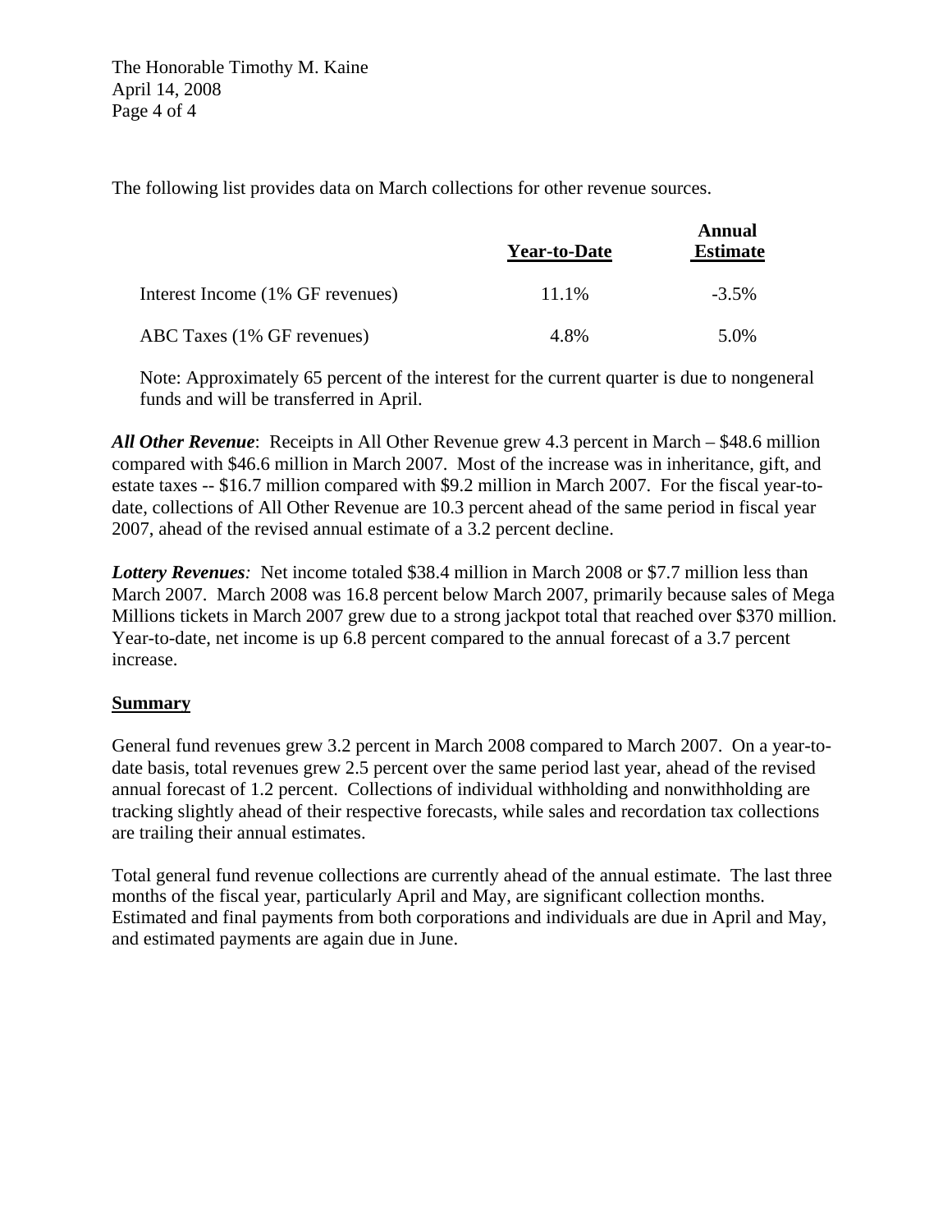The following list provides data on March collections for other revenue sources.

| | Year-to-Date | Annual Estimate |
|---|---|---|
| Interest Income (1% GF revenues) | 11.1% | -3.5% |
| ABC Taxes (1% GF revenues) | 4.8% | 5.0% |

Note: Approximately 65 percent of the interest for the current quarter is due to nongeneral funds and will be transferred in April.

***All Other Revenue***: Receipts in All Other Revenue grew 4.3 percent in March – $48.6 million compared with $46.6 million in March 2007. Most of the increase was in inheritance, gift, and estate taxes -- $16.7 million compared with $9.2 million in March 2007. For the fiscal year-to-date, collections of All Other Revenue are 10.3 percent ahead of the same period in fiscal year 2007, ahead of the revised annual estimate of a 3.2 percent decline.

***Lottery Revenues****:* Net income totaled $38.4 million in March 2008 or $7.7 million less than March 2007. March 2008 was 16.8 percent below March 2007, primarily because sales of Mega Millions tickets in March 2007 grew due to a strong jackpot total that reached over $370 million. Year-to-date, net income is up 6.8 percent compared to the annual forecast of a 3.7 percent increase.

## Summary

General fund revenues grew 3.2 percent in March 2008 compared to March 2007. On a year-to-date basis, total revenues grew 2.5 percent over the same period last year, ahead of the revised annual forecast of 1.2 percent. Collections of individual withholding and nonwithholding are tracking slightly ahead of their respective forecasts, while sales and recordation tax collections are trailing their annual estimates.

Total general fund revenue collections are currently ahead of the annual estimate. The last three months of the fiscal year, particularly April and May, are significant collection months. Estimated and final payments from both corporations and individuals are due in April and May, and estimated payments are again due in June.